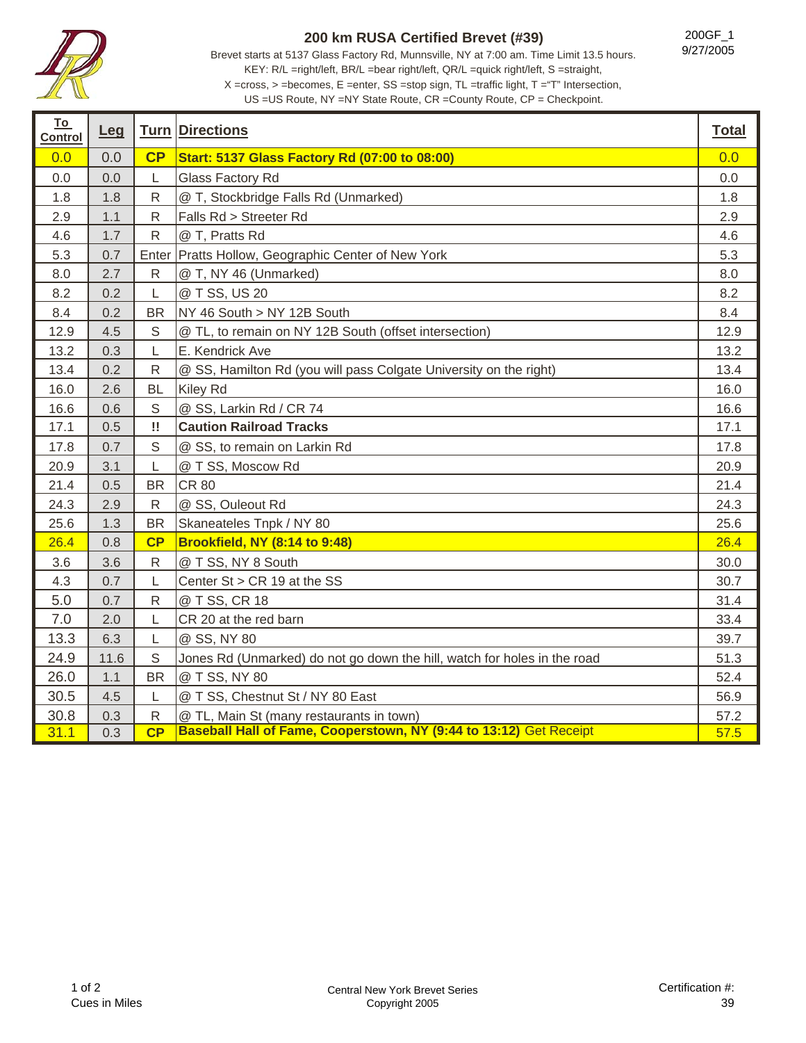# 200 km RUSA Certified Brevet (#39)

200GF_1
9/27/2005

Brevet starts at 5137 Glass Factory Rd, Munnsville, NY at 7:00 am. Time Limit 13.5 hours.
KEY: R/L =right/left, BR/L =bear right/left, QR/L =quick right/left, S =straight,
X =cross, > =becomes, E =enter, SS =stop sign, TL =traffic light, T ="T" Intersection,
US =US Route, NY =NY State Route, CR =County Route, CP = Checkpoint.

| To Control | Leg | Turn | Directions | Total |
|---|---|---|---|---|
| 0.0 | 0.0 | **CP** | **Start: 5137 Glass Factory Rd (07:00 to 08:00)** | 0.0 |
| 0.0 | 0.0 | L | Glass Factory Rd | 0.0 |
| 1.8 | 1.8 | R | @ T, Stockbridge Falls Rd (Unmarked) | 1.8 |
| 2.9 | 1.1 | R | Falls Rd > Streeter Rd | 2.9 |
| 4.6 | 1.7 | R | @ T, Pratts Rd | 4.6 |
| 5.3 | 0.7 | Enter | Pratts Hollow, Geographic Center of New York | 5.3 |
| 8.0 | 2.7 | R | @ T, NY 46 (Unmarked) | 8.0 |
| 8.2 | 0.2 | L | @ T SS, US 20 | 8.2 |
| 8.4 | 0.2 | BR | NY 46 South > NY 12B South | 8.4 |
| 12.9 | 4.5 | S | @ TL, to remain on NY 12B South (offset intersection) | 12.9 |
| 13.2 | 0.3 | L | E. Kendrick Ave | 13.2 |
| 13.4 | 0.2 | R | @ SS, Hamilton Rd (you will pass Colgate University on the right) | 13.4 |
| 16.0 | 2.6 | BL | Kiley Rd | 16.0 |
| 16.6 | 0.6 | S | @ SS, Larkin Rd / CR 74 | 16.6 |
| 17.1 | 0.5 | **!!** | **Caution Railroad Tracks** | 17.1 |
| 17.8 | 0.7 | S | @ SS, to remain on Larkin Rd | 17.8 |
| 20.9 | 3.1 | L | @ T SS, Moscow Rd | 20.9 |
| 21.4 | 0.5 | BR | CR 80 | 21.4 |
| 24.3 | 2.9 | R | @ SS, Ouleout Rd | 24.3 |
| 25.6 | 1.3 | BR | Skaneateles Tnpk / NY 80 | 25.6 |
| 26.4 | 0.8 | **CP** | **Brookfield, NY (8:14 to 9:48)** | 26.4 |
| 3.6 | 3.6 | R | @ T SS, NY 8 South | 30.0 |
| 4.3 | 0.7 | L | Center St > CR 19 at the SS | 30.7 |
| 5.0 | 0.7 | R | @ T SS, CR 18 | 31.4 |
| 7.0 | 2.0 | L | CR 20 at the red barn | 33.4 |
| 13.3 | 6.3 | L | @ SS, NY 80 | 39.7 |
| 24.9 | 11.6 | S | Jones Rd (Unmarked) do not go down the hill, watch for holes in the road | 51.3 |
| 26.0 | 1.1 | BR | @ T SS, NY 80 | 52.4 |
| 30.5 | 4.5 | L | @ T SS, Chestnut St / NY 80 East | 56.9 |
| 30.8 | 0.3 | R | @ TL, Main St (many restaurants in town) | 57.2 |
| 31.1 | 0.3 | **CP** | **Baseball Hall of Fame, Cooperstown, NY (9:44 to 13:12)** Get Receipt | 57.5 |

Cues in Miles

Central New York Brevet Series
Copyright 2005

Certification #: 39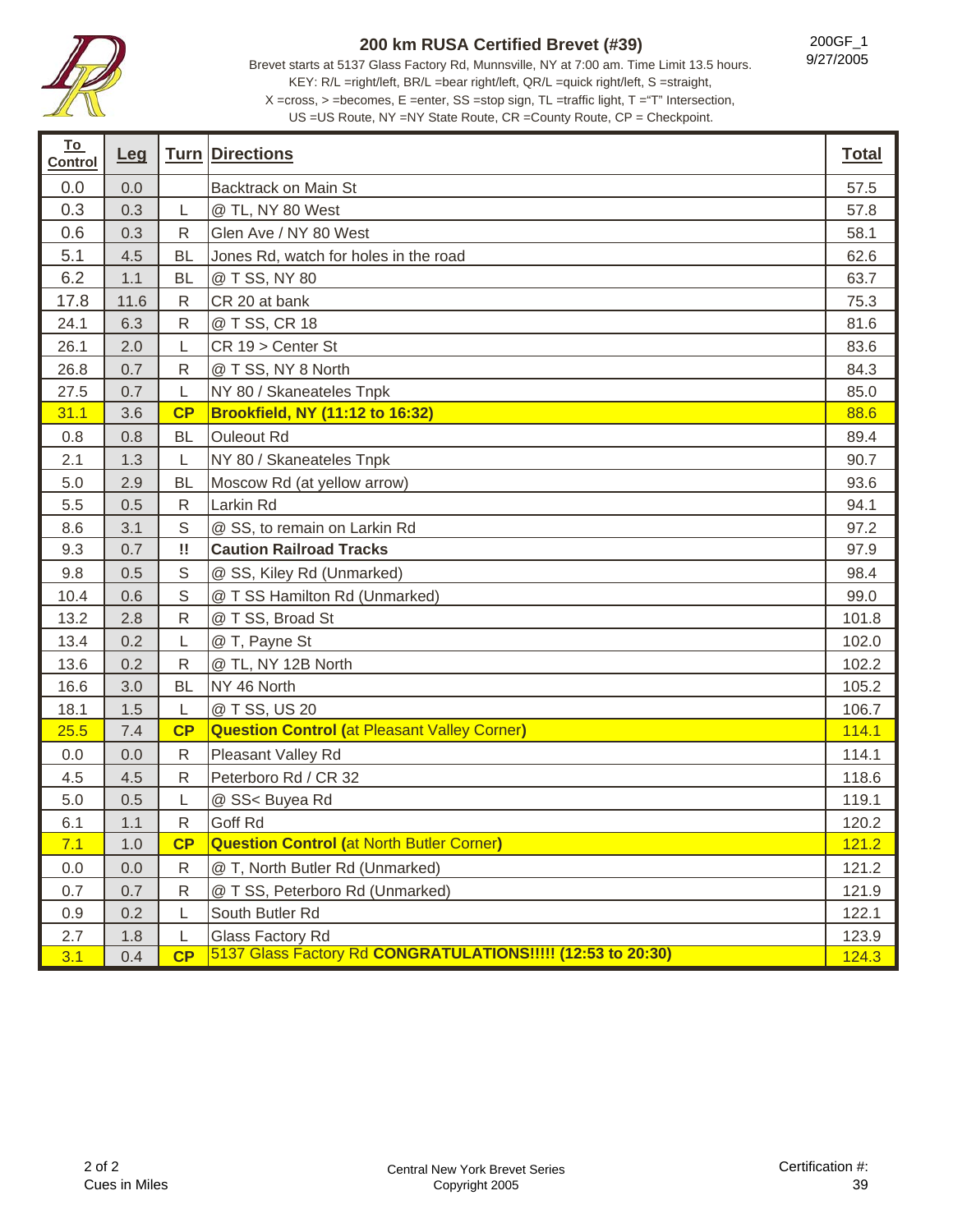# 200 km RUSA Certified Brevet (#39)

200GF_1
9/27/2005

Brevet starts at 5137 Glass Factory Rd, Munnsville, NY at 7:00 am. Time Limit 13.5 hours.
KEY: R/L =right/left, BR/L =bear right/left, QR/L =quick right/left, S =straight,
X =cross, > =becomes, E =enter, SS =stop sign, TL =traffic light, T ="T" Intersection,
US =US Route, NY =NY State Route, CR =County Route, CP = Checkpoint.

| To Control | Leg | Turn | Directions | Total |
|---|---|---|---|---|
| 0.0 | 0.0 | | Backtrack on Main St | 57.5 |
| 0.3 | 0.3 | L | @ TL, NY 80 West | 57.8 |
| 0.6 | 0.3 | R | Glen Ave / NY 80 West | 58.1 |
| 5.1 | 4.5 | BL | Jones Rd, watch for holes in the road | 62.6 |
| 6.2 | 1.1 | BL | @ T SS, NY 80 | 63.7 |
| 17.8 | 11.6 | R | CR 20 at bank | 75.3 |
| 24.1 | 6.3 | R | @ T SS, CR 18 | 81.6 |
| 26.1 | 2.0 | L | CR 19 > Center St | 83.6 |
| 26.8 | 0.7 | R | @ T SS, NY 8 North | 84.3 |
| 27.5 | 0.7 | L | NY 80 / Skaneateles Tnpk | 85.0 |
| 31.1 | 3.6 | **CP** | **Brookfield, NY (11:12 to 16:32)** | 88.6 |
| 0.8 | 0.8 | BL | Ouleout Rd | 89.4 |
| 2.1 | 1.3 | L | NY 80 / Skaneateles Tnpk | 90.7 |
| 5.0 | 2.9 | BL | Moscow Rd (at yellow arrow) | 93.6 |
| 5.5 | 0.5 | R | Larkin Rd | 94.1 |
| 8.6 | 3.1 | S | @ SS, to remain on Larkin Rd | 97.2 |
| 9.3 | 0.7 | **!!** | **Caution Railroad Tracks** | 97.9 |
| 9.8 | 0.5 | S | @ SS, Kiley Rd (Unmarked) | 98.4 |
| 10.4 | 0.6 | S | @ T SS Hamilton Rd (Unmarked) | 99.0 |
| 13.2 | 2.8 | R | @ T SS, Broad St | 101.8 |
| 13.4 | 0.2 | L | @ T, Payne St | 102.0 |
| 13.6 | 0.2 | R | @ TL, NY 12B North | 102.2 |
| 16.6 | 3.0 | BL | NY 46 North | 105.2 |
| 18.1 | 1.5 | L | @ T SS, US 20 | 106.7 |
| 25.5 | 7.4 | **CP** | **Question Control (**at Pleasant Valley Corner**)** | 114.1 |
| 0.0 | 0.0 | R | Pleasant Valley Rd | 114.1 |
| 4.5 | 4.5 | R | Peterboro Rd / CR 32 | 118.6 |
| 5.0 | 0.5 | L | @ SS< Buyea Rd | 119.1 |
| 6.1 | 1.1 | R | Goff Rd | 120.2 |
| 7.1 | 1.0 | **CP** | **Question Control (**at North Butler Corner**)** | 121.2 |
| 0.0 | 0.0 | R | @ T, North Butler Rd (Unmarked) | 121.2 |
| 0.7 | 0.7 | R | @ T SS, Peterboro Rd (Unmarked) | 121.9 |
| 0.9 | 0.2 | L | South Butler Rd | 122.1 |
| 2.7 | 1.8 | L | Glass Factory Rd | 123.9 |
| 3.1 | 0.4 | **CP** | 5137 Glass Factory Rd **CONGRATULATIONS!!!!! (12:53 to 20:30)** | 124.3 |

Cues in Miles

Central New York Brevet Series
Copyright 2005

Certification #: 39